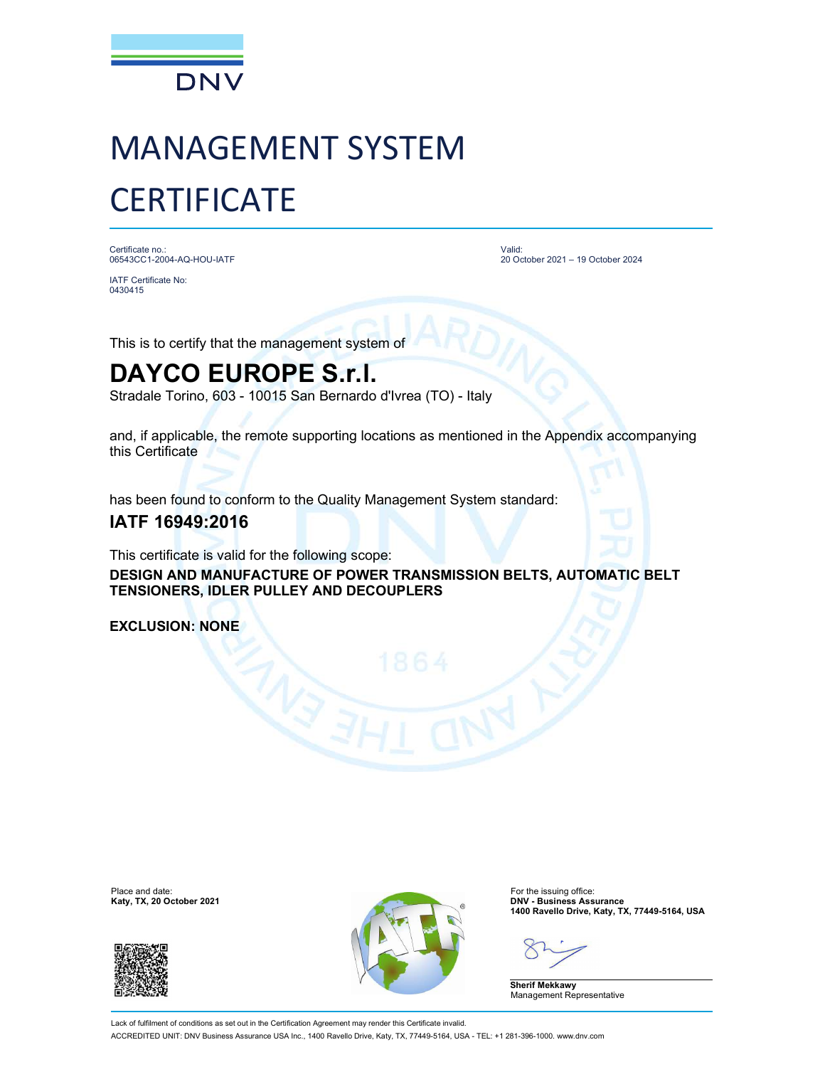DNV

# MANAGEMENT SYSTEM CERTIFICATE

Certificate no.:
06543CC1-2004-AQ-HOU-IATF

IATF Certificate No:
0430415

Valid:
20 October 2021 – 19 October 2024

This is to certify that the management system of

## DAYCO EUROPE S.r.l.

Stradale Torino, 603 - 10015 San Bernardo d'Ivrea (TO) - Italy

and, if applicable, the remote supporting locations as mentioned in the Appendix accompanying this Certificate

has been found to conform to the Quality Management System standard:

### IATF 16949:2016

This certificate is valid for the following scope:

**DESIGN AND MANUFACTURE OF POWER TRANSMISSION BELTS, AUTOMATIC BELT TENSIONERS, IDLER PULLEY AND DECOUPLERS**

**EXCLUSION: NONE**

Place and date:
**Katy, TX, 20 October 2021**

For the issuing office:
**DNV - Business Assurance**
**1400 Ravello Drive, Katy, TX, 77449-5164, USA**

**Sherif Mekkawy**
Management Representative

Lack of fulfilment of conditions as set out in the Certification Agreement may render this Certificate invalid.
ACCREDITED UNIT: DNV Business Assurance USA Inc., 1400 Ravello Drive, Katy, TX, 77449-5164, USA - TEL: +1 281-396-1000. www.dnv.com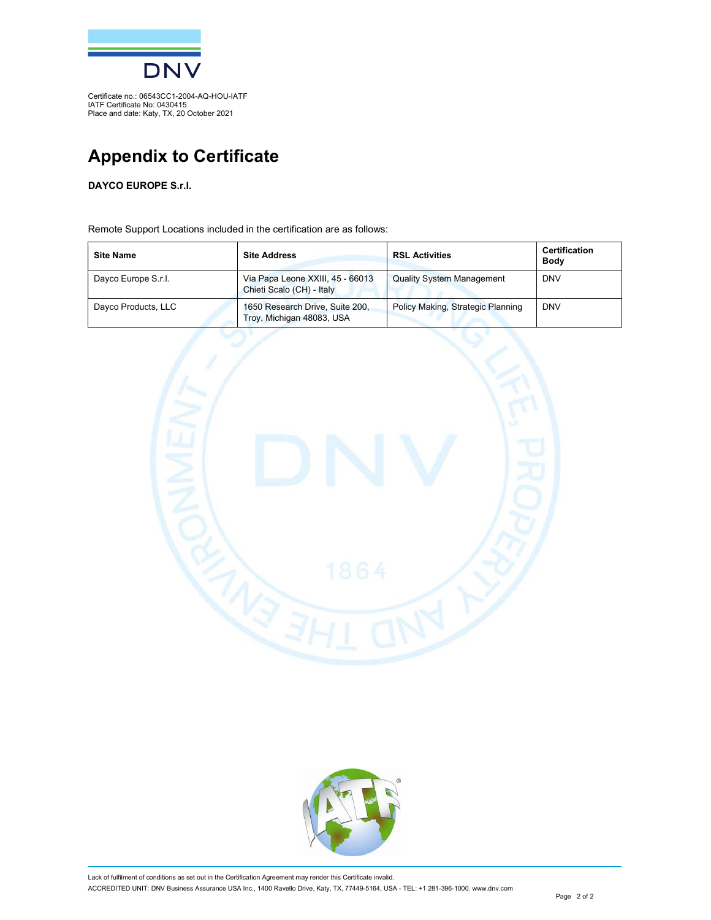Certificate no.: 06543CC1-2004-AQ-HOU-IATF
IATF Certificate No: 0430415
Place and date: Katy, TX, 20 October 2021

# Appendix to Certificate

**DAYCO EUROPE S.r.l.**

Remote Support Locations included in the certification are as follows:

| Site Name | Site Address | RSL Activities | Certification Body |
|---|---|---|---|
| Dayco Europe S.r.l. | Via Papa Leone XXIII, 45 - 66013 Chieti Scalo (CH) - Italy | Quality System Management | DNV |
| Dayco Products, LLC | 1650 Research Drive, Suite 200, Troy, Michigan 48083, USA | Policy Making, Strategic Planning | DNV |

Lack of fulfilment of conditions as set out in the Certification Agreement may render this Certificate invalid.

ACCREDITED UNIT: DNV Business Assurance USA Inc., 1400 Ravello Drive, Katy, TX, 77449-5164, USA - TEL: +1 281-396-1000. www.dnv.com